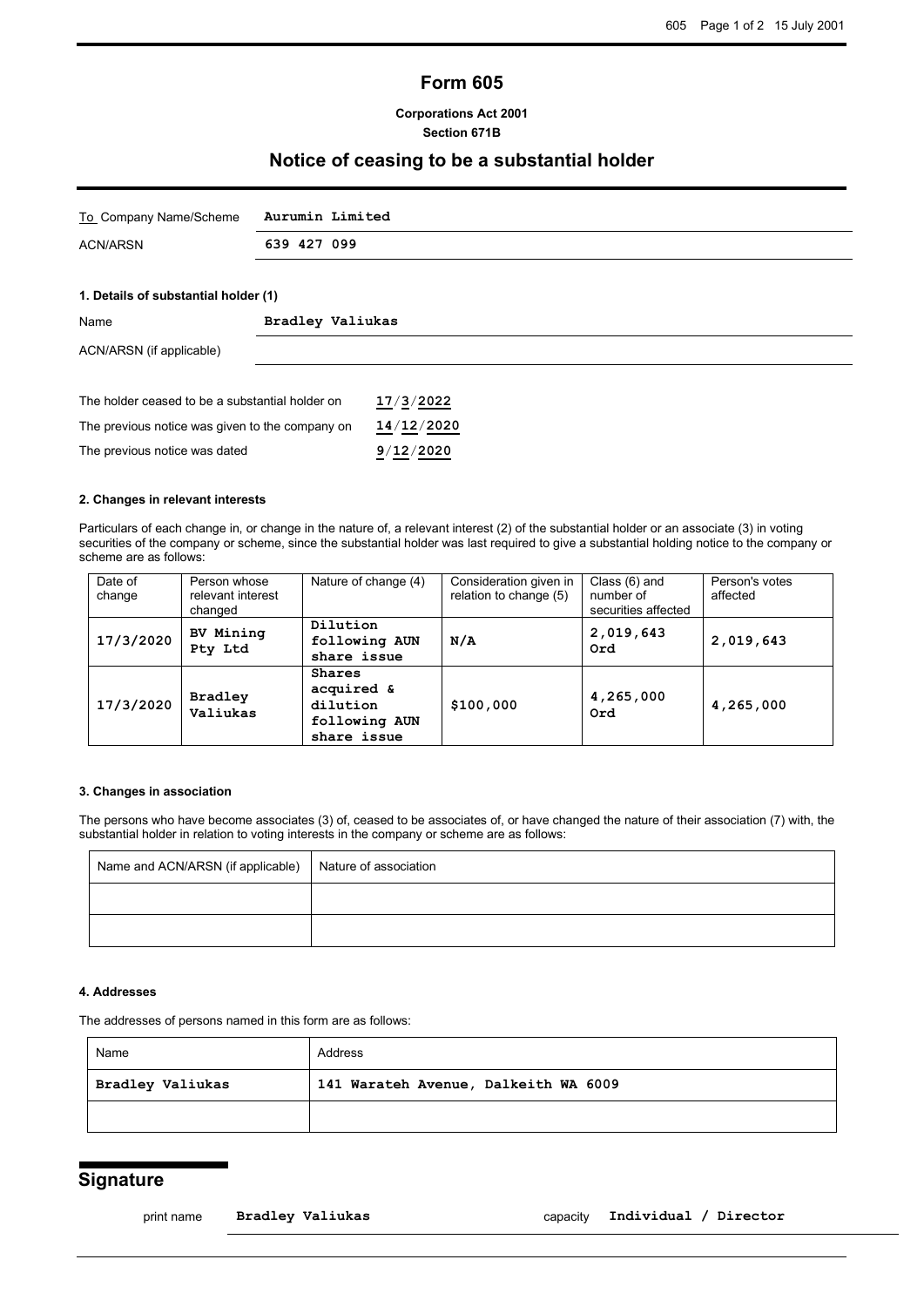# Form 605

**Corporations Act 2001**
**Section 671B**

## Notice of ceasing to be a substantial holder

| | |
|---|---|
| To Company Name/Scheme | **Aurumin Limited** |
| ACN/ARSN | **639 427 099** |

### 1. Details of substantial holder (1)

| | |
|---|---|
| Name | **Bradley Valiukas** |
| ACN/ARSN (if applicable) | |

| | |
|---|---|
| The holder ceased to be a substantial holder on | **17/3/2022** |
| The previous notice was given to the company on | **14/12/2020** |
| The previous notice was dated | **9/12/2020** |

#### 2. Changes in relevant interests

Particulars of each change in, or change in the nature of, a relevant interest (2) of the substantial holder or an associate (3) in voting securities of the company or scheme, since the substantial holder was last required to give a substantial holding notice to the company or scheme are as follows:

| Date of change | Person whose relevant interest changed | Nature of change (4) | Consideration given in relation to change (5) | Class (6) and number of securities affected | Person's votes affected |
|---|---|---|---|---|---|
| 17/3/2020 | BV Mining Pty Ltd | Dilution following AUN share issue | N/A | 2,019,643 Ord | 2,019,643 |
| 17/3/2020 | Bradley Valiukas | Shares acquired & dilution following AUN share issue | $100,000 | 4,265,000 Ord | 4,265,000 |

#### 3. Changes in association

The persons who have become associates (3) of, ceased to be associates of, or have changed the nature of their association (7) with, the substantial holder in relation to voting interests in the company or scheme are as follows:

| Name and ACN/ARSN (if applicable) | Nature of association |
|---|---|
| | |
| | |

#### 4. Addresses

The addresses of persons named in this form are as follows:

| Name | Address |
|---|---|
| Bradley Valiukas | 141 Waratah Avenue, Dalkeith WA 6009 |
| | |

## Signature

print name **Bradley Valiukas** capacity **Individual / Director**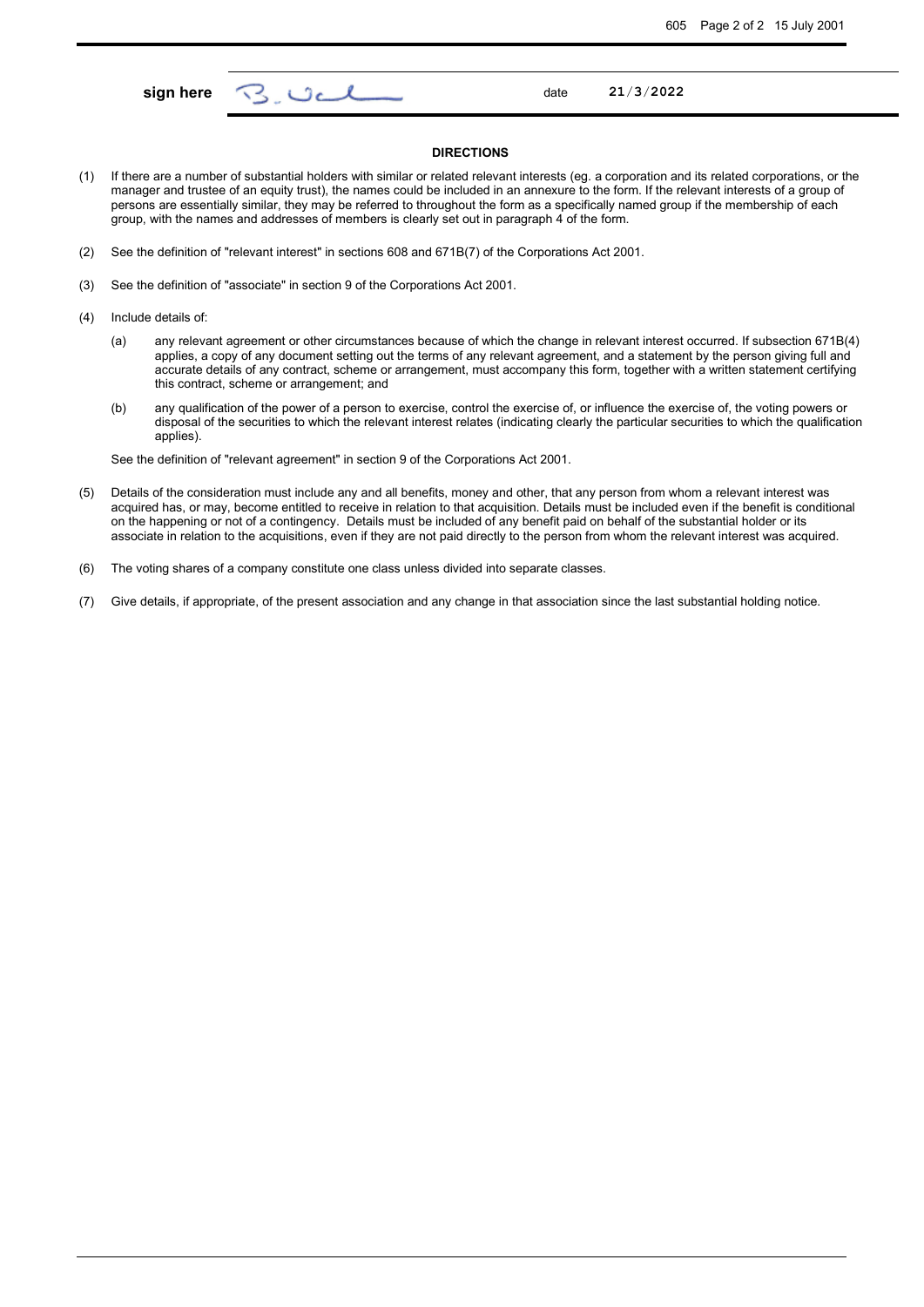| | | | |
|---|---|---|---|
| **sign here** | B. Ucl | date | 21/3/2022 |

**DIRECTIONS**

(1) If there are a number of substantial holders with similar or related relevant interests (eg. a corporation and its related corporations, or the manager and trustee of an equity trust), the names could be included in an annexure to the form. If the relevant interests of a group of persons are essentially similar, they may be referred to throughout the form as a specifically named group if the membership of each group, with the names and addresses of members is clearly set out in paragraph 4 of the form.

(2) See the definition of "relevant interest" in sections 608 and 671B(7) of the Corporations Act 2001.

(3) See the definition of "associate" in section 9 of the Corporations Act 2001.

(4) Include details of:

(a) any relevant agreement or other circumstances because of which the change in relevant interest occurred. If subsection 671B(4) applies, a copy of any document setting out the terms of any relevant agreement, and a statement by the person giving full and accurate details of any contract, scheme or arrangement, must accompany this form, together with a written statement certifying this contract, scheme or arrangement; and

(b) any qualification of the power of a person to exercise, control the exercise of, or influence the exercise of, the voting powers or disposal of the securities to which the relevant interest relates (indicating clearly the particular securities to which the qualification applies).

See the definition of "relevant agreement" in section 9 of the Corporations Act 2001.

(5) Details of the consideration must include any and all benefits, money and other, that any person from whom a relevant interest was acquired has, or may, become entitled to receive in relation to that acquisition. Details must be included even if the benefit is conditional on the happening or not of a contingency. Details must be included of any benefit paid on behalf of the substantial holder or its associate in relation to the acquisitions, even if they are not paid directly to the person from whom the relevant interest was acquired.

(6) The voting shares of a company constitute one class unless divided into separate classes.

(7) Give details, if appropriate, of the present association and any change in that association since the last substantial holding notice.